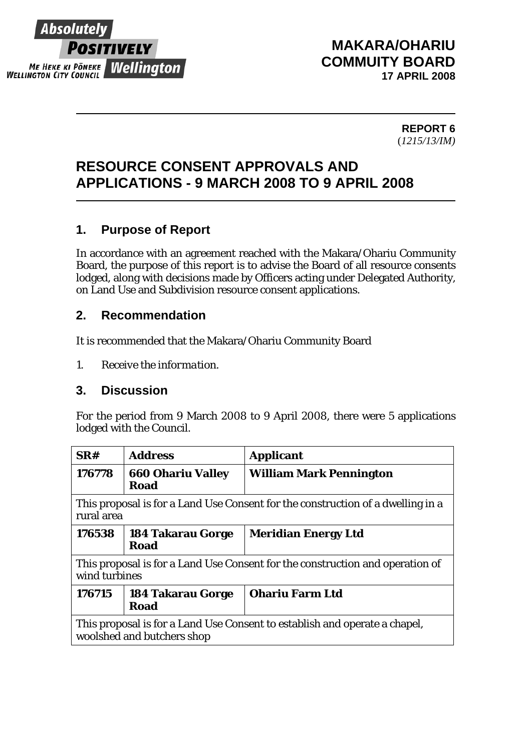Absolutely POSITIVELY Wellington
ME HEKE KI PŌNEKE
WELLINGTON CITY COUNCIL

**MAKARA/OHARIU COMMUITY BOARD**
**17 APRIL 2008**

**REPORT 6**
(*1215/13/IM)*

# RESOURCE CONSENT APPROVALS AND APPLICATIONS - 9 MARCH 2008 TO 9 APRIL 2008

## 1. Purpose of Report

In accordance with an agreement reached with the Makara/Ohariu Community Board, the purpose of this report is to advise the Board of all resource consents lodged, along with decisions made by Officers acting under Delegated Authority, on Land Use and Subdivision resource consent applications.

## 2. Recommendation

It is recommended that the Makara/Ohariu Community Board

1. *Receive the information.*

## 3. Discussion

For the period from 9 March 2008 to 9 April 2008, there were 5 applications lodged with the Council.

| SR# | Address | Applicant |
|---|---|---|
| **176778** | **660 Ohariu Valley Road** | **William Mark Pennington** |
| This proposal is for a Land Use Consent for the construction of a dwelling in a rural area | | |
| **176538** | **184 Takarau Gorge Road** | **Meridian Energy Ltd** |
| This proposal is for a Land Use Consent for the construction and operation of wind turbines | | |
| **176715** | **184 Takarau Gorge Road** | **Ohariu Farm Ltd** |
| This proposal is for a Land Use Consent to establish and operate a chapel, woolshed and butchers shop | | |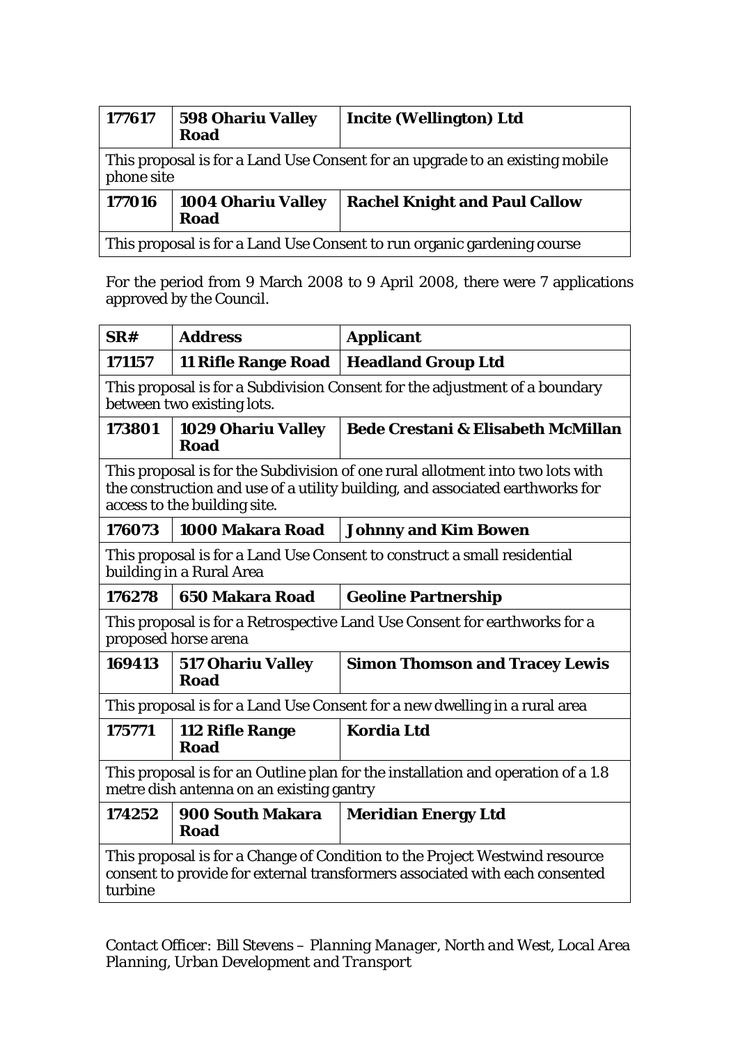| | | |
|---|---|---|
| **177617** | **598 Ohariu Valley Road** | **Incite (Wellington) Ltd** |
| This proposal is for a Land Use Consent for an upgrade to an existing mobile phone site | | |
| **177016** | **1004 Ohariu Valley Road** | **Rachel Knight and Paul Callow** |
| This proposal is for a Land Use Consent to run organic gardening course | | |

For the period from 9 March 2008 to 9 April 2008, there were 7 applications approved by the Council.

| **SR#** | **Address** | **Applicant** |
|---|---|---|
| **171157** | **11 Rifle Range Road** | **Headland Group Ltd** |
| This proposal is for a Subdivision Consent for the adjustment of a boundary between two existing lots. | | |
| **173801** | **1029 Ohariu Valley Road** | **Bede Crestani & Elisabeth McMillan** |
| This proposal is for the Subdivision of one rural allotment into two lots with the construction and use of a utility building, and associated earthworks for access to the building site. | | |
| **176073** | **1000 Makara Road** | **Johnny and Kim Bowen** |
| This proposal is for a Land Use Consent to construct a small residential building in a Rural Area | | |
| **176278** | **650 Makara Road** | **Geoline Partnership** |
| This proposal is for a Retrospective Land Use Consent for earthworks for a proposed horse arena | | |
| **169413** | **517 Ohariu Valley Road** | **Simon Thomson and Tracey Lewis** |
| This proposal is for a Land Use Consent for a new dwelling in a rural area | | |
| **175771** | **112 Rifle Range Road** | **Kordia Ltd** |
| This proposal is for an Outline plan for the installation and operation of a 1.8 metre dish antenna on an existing gantry | | |
| **174252** | **900 South Makara Road** | **Meridian Energy Ltd** |
| This proposal is for a Change of Condition to the Project Westwind resource consent to provide for external transformers associated with each consented turbine | | |

*Contact Officer: Bill Stevens – Planning Manager, North and West, Local Area Planning, Urban Development and Transport*